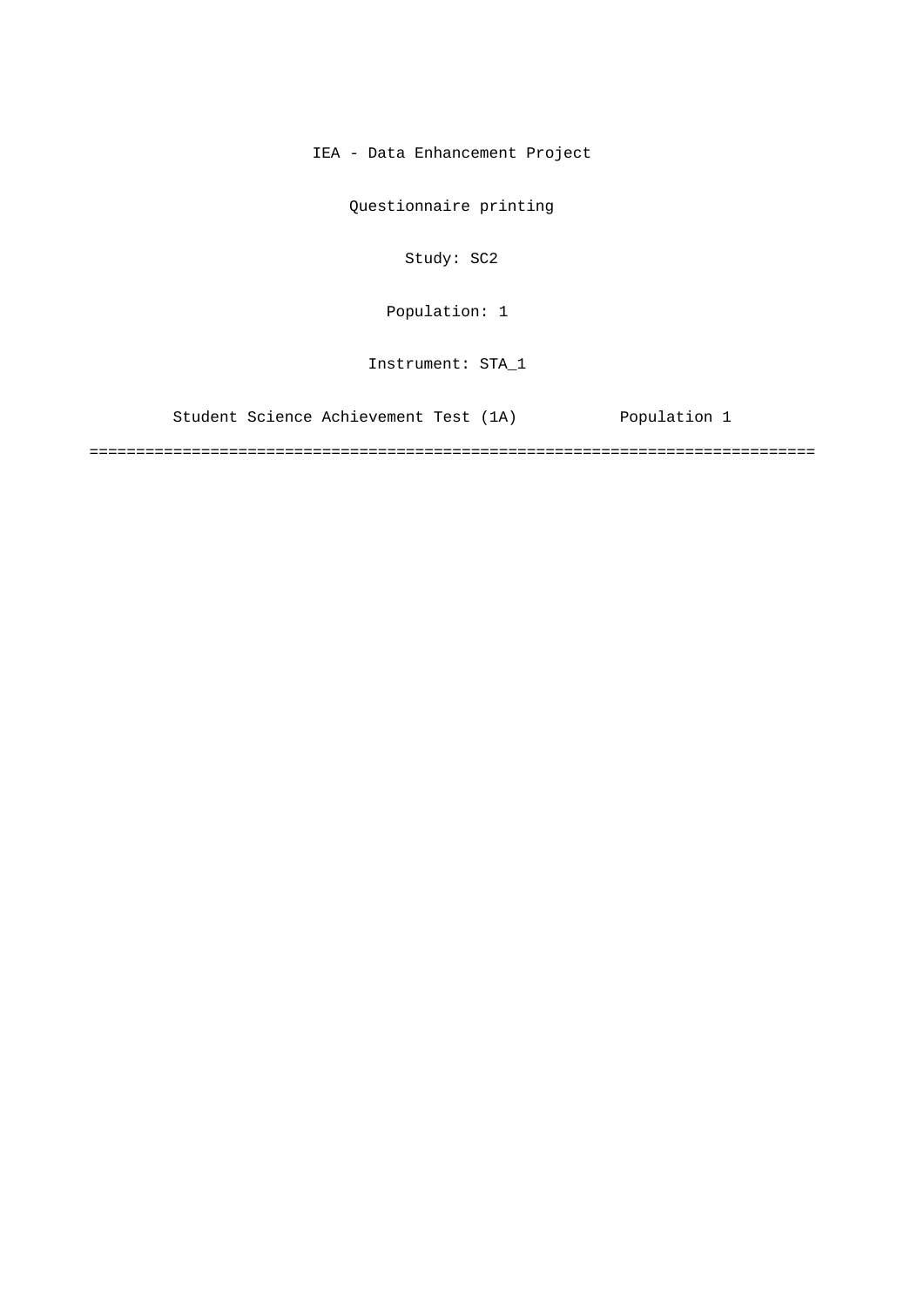IEA - Data Enhancement Project

Questionnaire printing

Study: SC2

Population: 1

Instrument: STA_1

Student Science Achievement Test (1A) Population 1

===============================================================================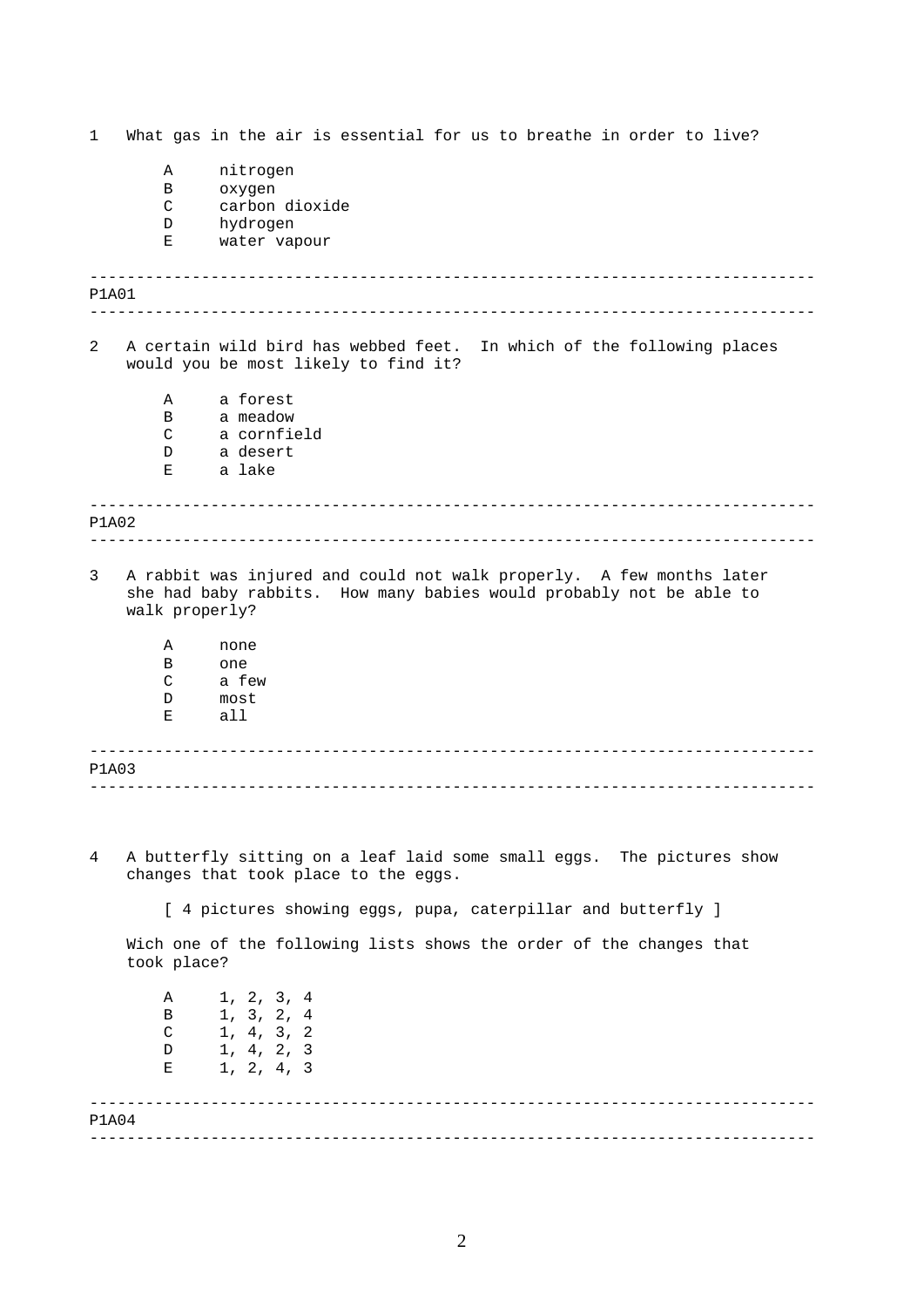1 What gas in the air is essential for us to breathe in order to live?

- A nitrogen
- B oxygen
- C carbon dioxide
- D hydrogen
- E water vapour

---

P1A01

---

2 A certain wild bird has webbed feet. In which of the following places would you be most likely to find it?

- A a forest
- B a meadow
- C a cornfield
- D a desert
- E a lake

---

P1A02

---

3 A rabbit was injured and could not walk properly. A few months later she had baby rabbits. How many babies would probably not be able to walk properly?

- A none
- B one
- C a few
- D most
- E all

---

P1A03

---

4 A butterfly sitting on a leaf laid some small eggs. The pictures show changes that took place to the eggs.

[ 4 pictures showing eggs, pupa, caterpillar and butterfly ]

Wich one of the following lists shows the order of the changes that took place?

- A 1, 2, 3, 4
- B 1, 3, 2, 4
- C 1, 4, 3, 2
- D 1, 4, 2, 3
- E 1, 2, 4, 3

---

P1A04

---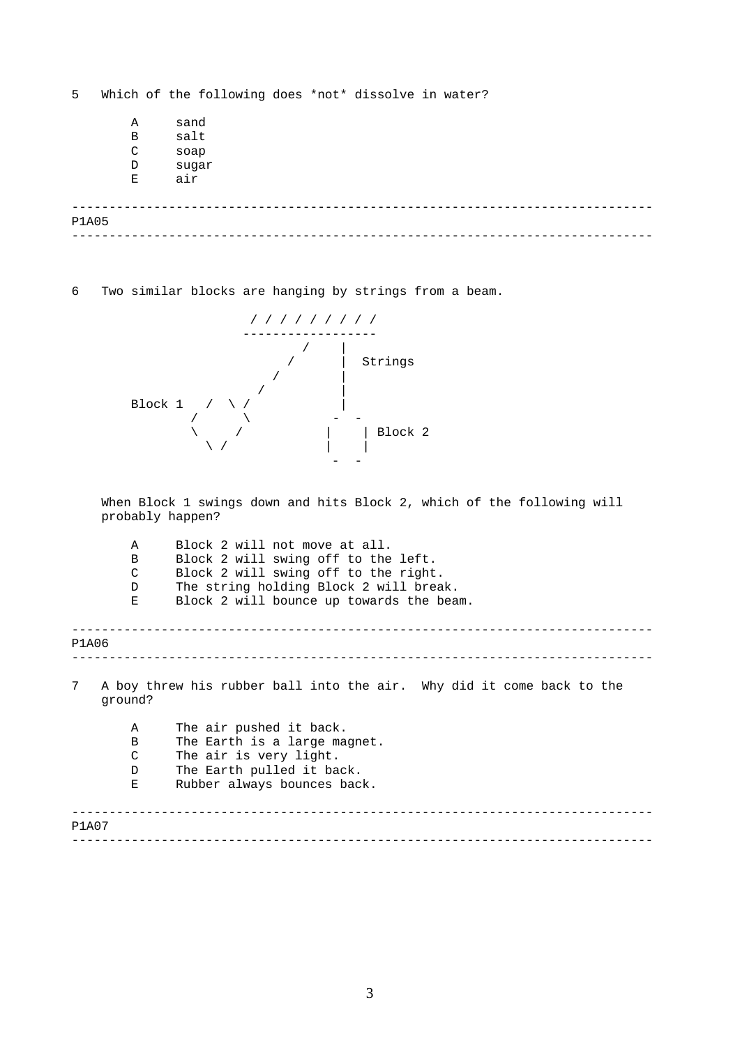5 Which of the following does *not* dissolve in water?

- A sand
- B salt
- C soap
- D sugar
- E air

---

P1A05

---

6 Two similar blocks are hanging by strings from a beam.

```
                     / / / / / / / /
                    -----------------
                            /    |
                          /      |  Strings
                        /        |
                      /          |
Block 1   /  \ /                 |
        /      \              -  -
        \     /             |    | Block 2
          \ /               |    |
                              -  -
```

When Block 1 swings down and hits Block 2, which of the following will probably happen?

- A Block 2 will not move at all.
- B Block 2 will swing off to the left.
- C Block 2 will swing off to the right.
- D The string holding Block 2 will break.
- E Block 2 will bounce up towards the beam.

---

P1A06

---

7 A boy threw his rubber ball into the air. Why did it come back to the ground?

- A The air pushed it back.
- B The Earth is a large magnet.
- C The air is very light.
- D The Earth pulled it back.
- E Rubber always bounces back.

---

P1A07

---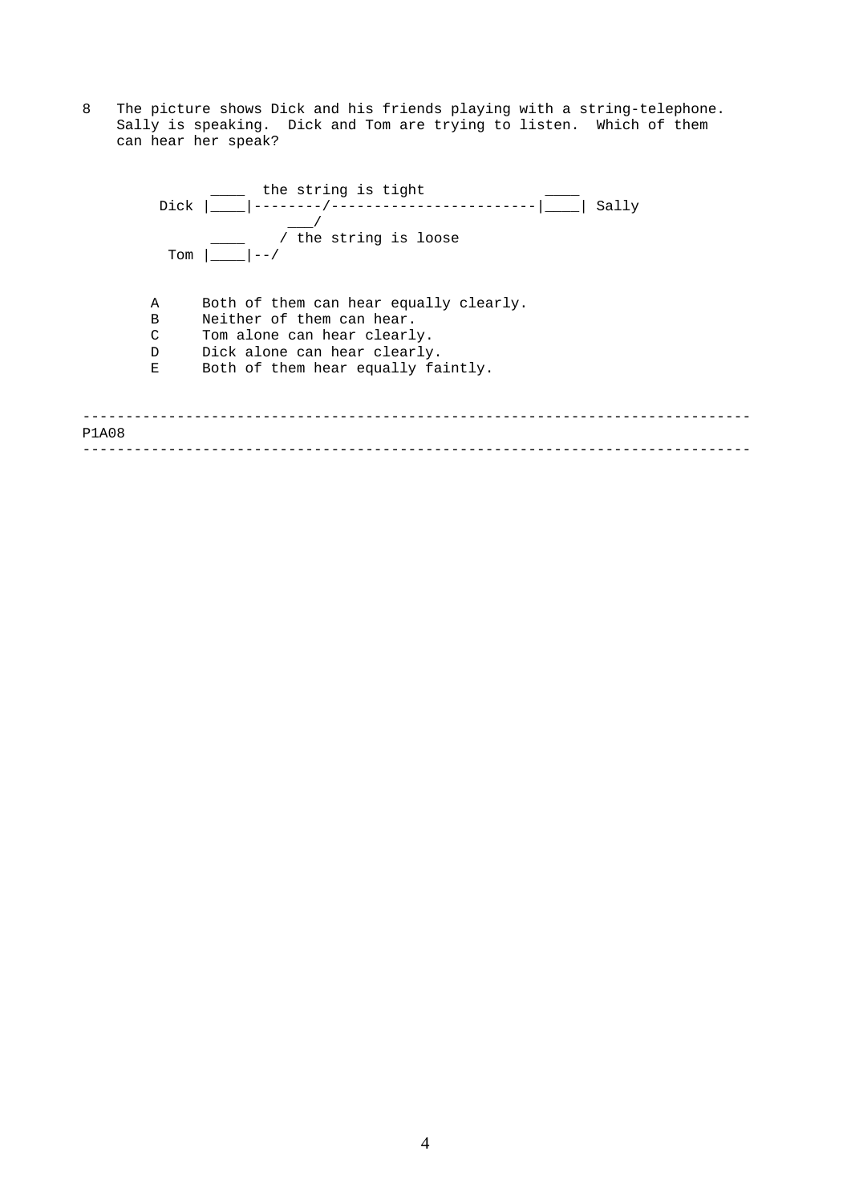8 The picture shows Dick and his friends playing with a string-telephone. Sally is speaking. Dick and Tom are trying to listen. Which of them can hear her speak?

```
           ____  the string is tight              ____
     Dick |____|--------/------------------------|____| Sally
                     ___/
           ____     / the string is loose
      Tom |____|--/
```

A Both of them can hear equally clearly.
B Neither of them can hear.
C Tom alone can hear clearly.
D Dick alone can hear clearly.
E Both of them hear equally faintly.

---

P1A08

---